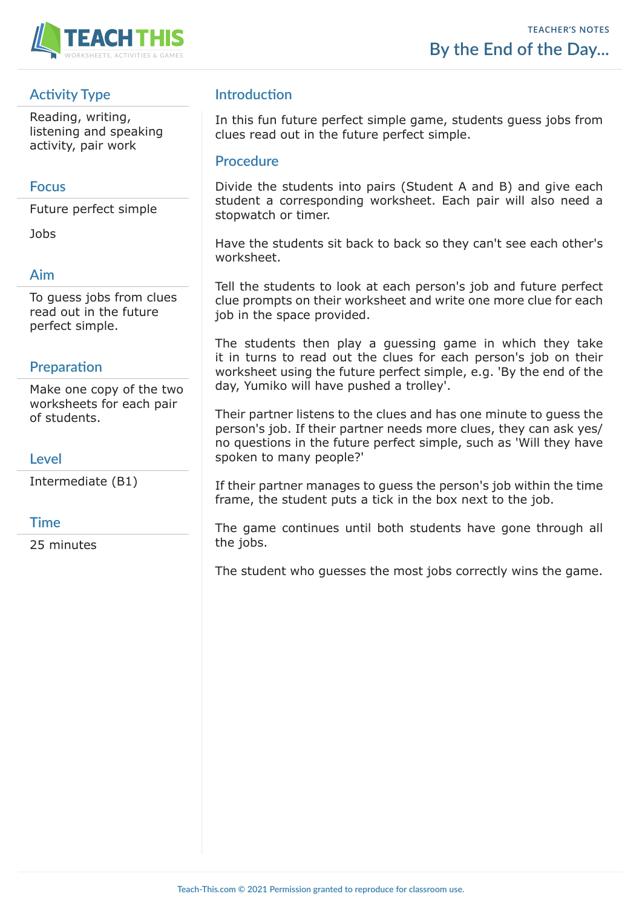TEACHER'S NOTES

# By the End of the Day...

## Activity Type

Reading, writing, listening and speaking activity, pair work

## Focus

Future perfect simple

Jobs

## Aim

To guess jobs from clues read out in the future perfect simple.

## Preparation

Make one copy of the two worksheets for each pair of students.

## Level

Intermediate (B1)

## Time

25 minutes

## Introduction

In this fun future perfect simple game, students guess jobs from clues read out in the future perfect simple.

## Procedure

Divide the students into pairs (Student A and B) and give each student a corresponding worksheet. Each pair will also need a stopwatch or timer.

Have the students sit back to back so they can't see each other's worksheet.

Tell the students to look at each person's job and future perfect clue prompts on their worksheet and write one more clue for each job in the space provided.

The students then play a guessing game in which they take it in turns to read out the clues for each person's job on their worksheet using the future perfect simple, e.g. 'By the end of the day, Yumiko will have pushed a trolley'.

Their partner listens to the clues and has one minute to guess the person's job. If their partner needs more clues, they can ask yes/no questions in the future perfect simple, such as 'Will they have spoken to many people?'

If their partner manages to guess the person's job within the time frame, the student puts a tick in the box next to the job.

The game continues until both students have gone through all the jobs.

The student who guesses the most jobs correctly wins the game.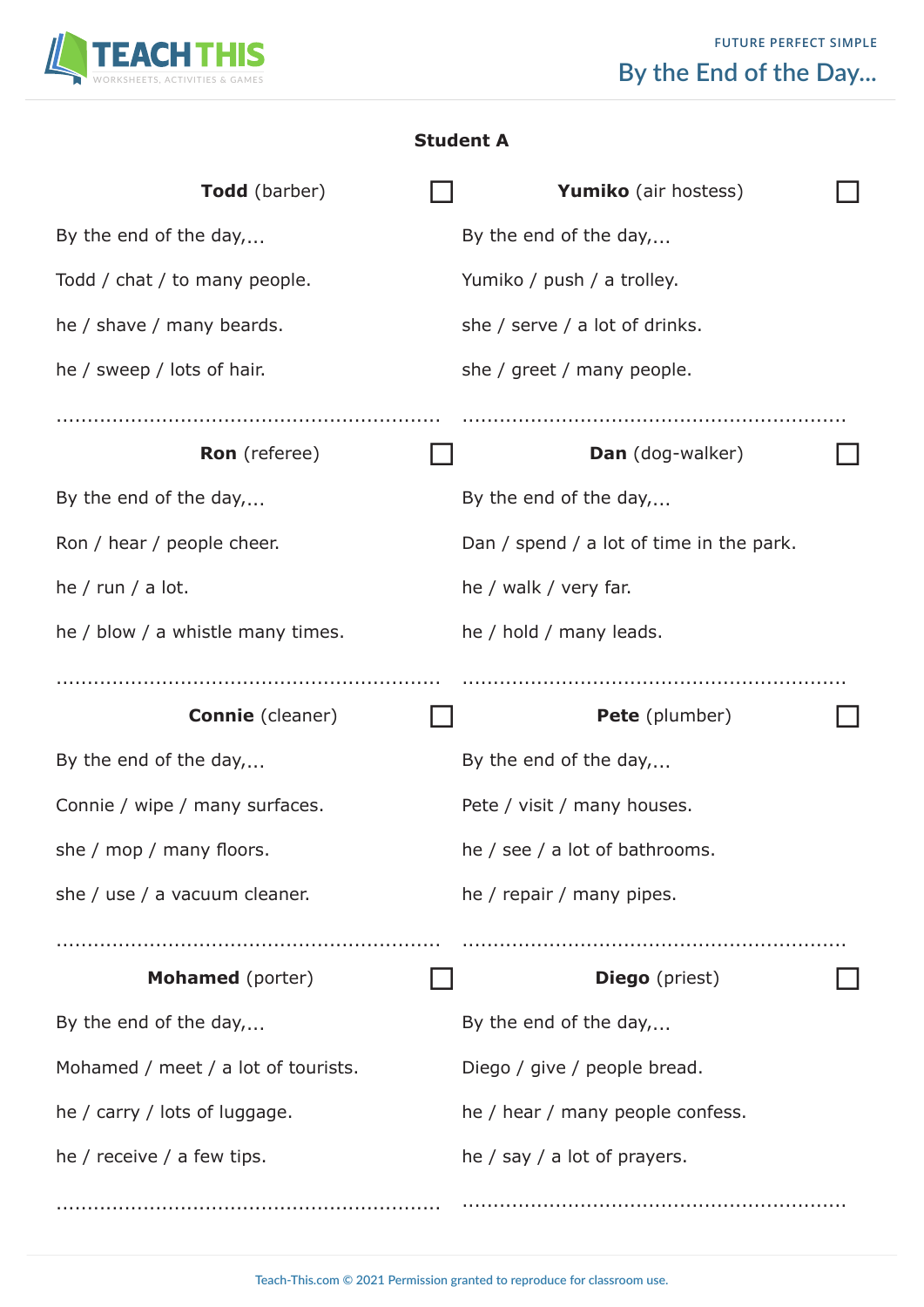# By the End of the Day...

FUTURE PERFECT SIMPLE

## Student A

**Todd** (barber) ☐

By the end of the day,...

Todd / chat / to many people.

he / shave / many beards.

he / sweep / lots of hair.

.............................................................

**Yumiko** (air hostess) ☐

By the end of the day,...

Yumiko / push / a trolley.

she / serve / a lot of drinks.

she / greet / many people.

.............................................................

**Ron** (referee) ☐

By the end of the day,...

Ron / hear / people cheer.

he / run / a lot.

he / blow / a whistle many times.

.............................................................

**Dan** (dog-walker) ☐

By the end of the day,...

Dan / spend / a lot of time in the park.

he / walk / very far.

he / hold / many leads.

.............................................................

**Connie** (cleaner) ☐

By the end of the day,...

Connie / wipe / many surfaces.

she / mop / many floors.

she / use / a vacuum cleaner.

.............................................................

**Pete** (plumber) ☐

By the end of the day,...

Pete / visit / many houses.

he / see / a lot of bathrooms.

he / repair / many pipes.

.............................................................

**Mohamed** (porter) ☐

By the end of the day,...

Mohamed / meet / a lot of tourists.

he / carry / lots of luggage.

he / receive / a few tips.

.............................................................

**Diego** (priest) ☐

By the end of the day,...

Diego / give / people bread.

he / hear / many people confess.

he / say / a lot of prayers.

.............................................................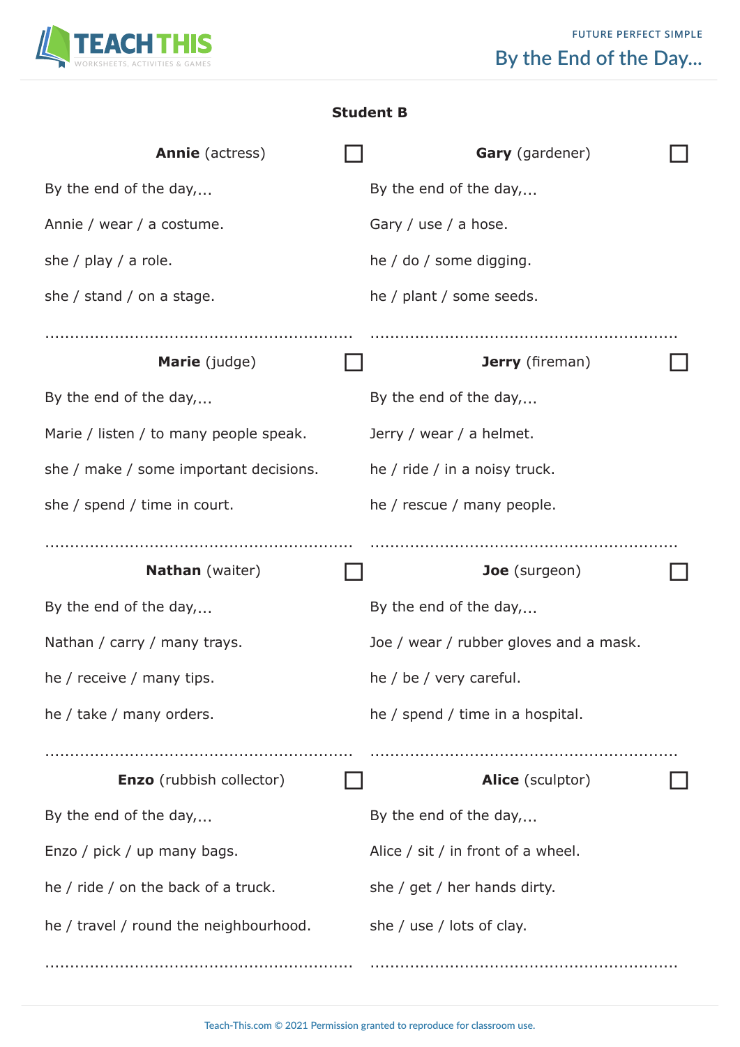**Student B**

**Annie** (actress) ☐

By the end of the day,...

Annie / wear / a costume.

she / play / a role.

she / stand / on a stage.

..............................................................

**Gary** (gardener) ☐

By the end of the day,...

Gary / use / a hose.

he / do / some digging.

he / plant / some seeds.

..............................................................

**Marie** (judge) ☐

By the end of the day,...

Marie / listen / to many people speak.

she / make / some important decisions.

she / spend / time in court.

..............................................................

**Jerry** (fireman) ☐

By the end of the day,...

Jerry / wear / a helmet.

he / ride / in a noisy truck.

he / rescue / many people.

..............................................................

**Nathan** (waiter) ☐

By the end of the day,...

Nathan / carry / many trays.

he / receive / many tips.

he / take / many orders.

..............................................................

**Joe** (surgeon) ☐

By the end of the day,...

Joe / wear / rubber gloves and a mask.

he / be / very careful.

he / spend / time in a hospital.

..............................................................

**Enzo** (rubbish collector) ☐

By the end of the day,...

Enzo / pick / up many bags.

he / ride / on the back of a truck.

he / travel / round the neighbourhood.

..............................................................

**Alice** (sculptor) ☐

By the end of the day,...

Alice / sit / in front of a wheel.

she / get / her hands dirty.

she / use / lots of clay.

..............................................................